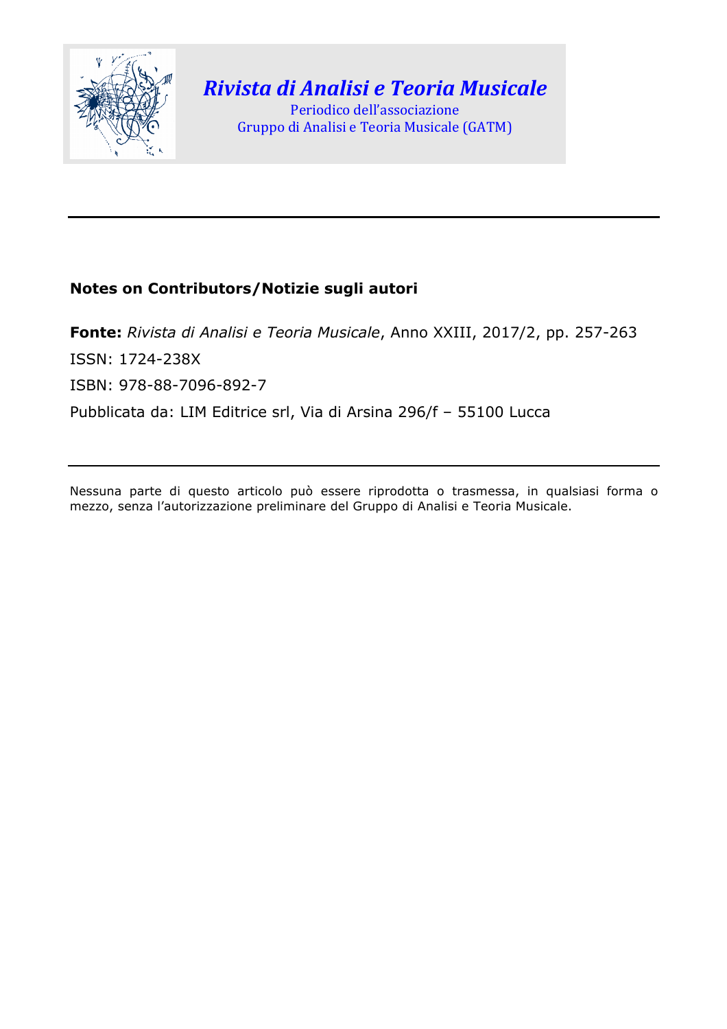*Rivista di Analisi e Teoria Musicale*

Periodico dell'associazione
Gruppo di Analisi e Teoria Musicale (GATM)

---

**Notes on Contributors/Notizie sugli autori**

**Fonte:** *Rivista di Analisi e Teoria Musicale*, Anno XXIII, 2017/2, pp. 257-263

ISSN: 1724-238X

ISBN: 978-88-7096-892-7

Pubblicata da: LIM Editrice srl, Via di Arsina 296/f – 55100 Lucca

---

Nessuna parte di questo articolo può essere riprodotta o trasmessa, in qualsiasi forma o mezzo, senza l'autorizzazione preliminare del Gruppo di Analisi e Teoria Musicale.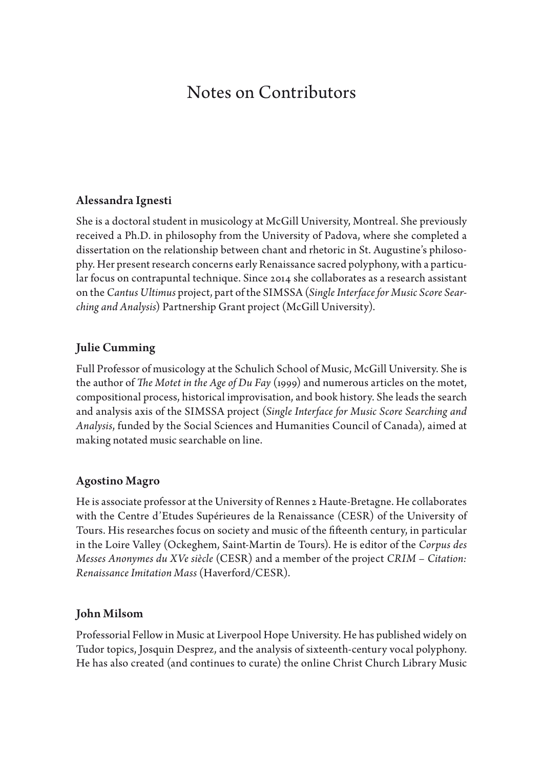# Notes on Contributors

## Alessandra Ignesti

She is a doctoral student in musicology at McGill University, Montreal. She previously received a Ph.D. in philosophy from the University of Padova, where she completed a dissertation on the relationship between chant and rhetoric in St. Augustine's philosophy. Her present research concerns early Renaissance sacred polyphony, with a particular focus on contrapuntal technique. Since 2014 she collaborates as a research assistant on the *Cantus Ultimus* project, part of the SIMSSA (*Single Interface for Music Score Searching and Analysis*) Partnership Grant project (McGill University).

## Julie Cumming

Full Professor of musicology at the Schulich School of Music, McGill University. She is the author of *The Motet in the Age of Du Fay* (1999) and numerous articles on the motet, compositional process, historical improvisation, and book history. She leads the search and analysis axis of the SIMSSA project (*Single Interface for Music Score Searching and Analysis*, funded by the Social Sciences and Humanities Council of Canada), aimed at making notated music searchable on line.

## Agostino Magro

He is associate professor at the University of Rennes 2 Haute-Bretagne. He collaborates with the Centre d'Etudes Supérieures de la Renaissance (CESR) of the University of Tours. His researches focus on society and music of the fifteenth century, in particular in the Loire Valley (Ockeghem, Saint-Martin de Tours). He is editor of the *Corpus des Messes Anonymes du XVe siècle* (CESR) and a member of the project *CRIM – Citation: Renaissance Imitation Mass* (Haverford/CESR).

## John Milsom

Professorial Fellow in Music at Liverpool Hope University. He has published widely on Tudor topics, Josquin Desprez, and the analysis of sixteenth-century vocal polyphony. He has also created (and continues to curate) the online Christ Church Library Music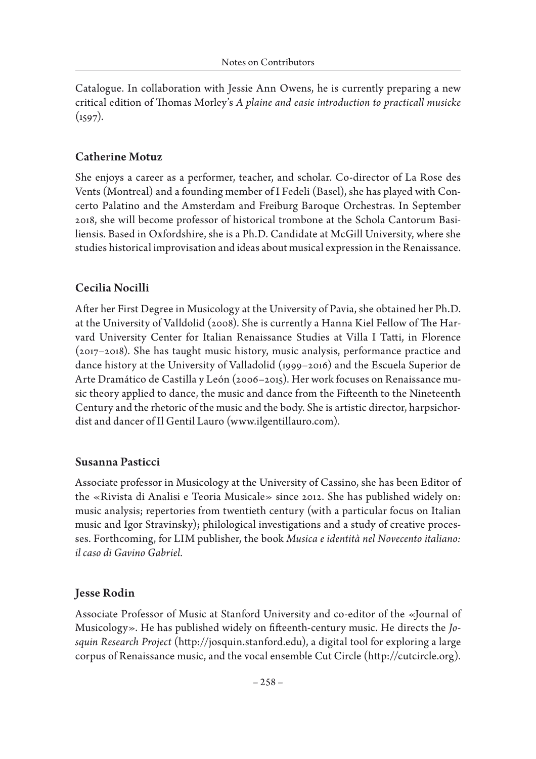Catalogue. In collaboration with Jessie Ann Owens, he is currently preparing a new critical edition of Thomas Morley's *A plaine and easie introduction to practicall musicke* (1597).

## Catherine Motuz

She enjoys a career as a performer, teacher, and scholar. Co-director of La Rose des Vents (Montreal) and a founding member of I Fedeli (Basel), she has played with Concerto Palatino and the Amsterdam and Freiburg Baroque Orchestras. In September 2018, she will become professor of historical trombone at the Schola Cantorum Basiliensis. Based in Oxfordshire, she is a Ph.D. Candidate at McGill University, where she studies historical improvisation and ideas about musical expression in the Renaissance.

## Cecilia Nocilli

After her First Degree in Musicology at the University of Pavia, she obtained her Ph.D. at the University of Valldolid (2008). She is currently a Hanna Kiel Fellow of The Harvard University Center for Italian Renaissance Studies at Villa I Tatti, in Florence (2017–2018). She has taught music history, music analysis, performance practice and dance history at the University of Valladolid (1999–2016) and the Escuela Superior de Arte Dramático de Castilla y León (2006–2015). Her work focuses on Renaissance music theory applied to dance, the music and dance from the Fifteenth to the Nineteenth Century and the rhetoric of the music and the body. She is artistic director, harpsichordist and dancer of Il Gentil Lauro (www.ilgentillauro.com).

## Susanna Pasticci

Associate professor in Musicology at the University of Cassino, she has been Editor of the «Rivista di Analisi e Teoria Musicale» since 2012. She has published widely on: music analysis; repertories from twentieth century (with a particular focus on Italian music and Igor Stravinsky); philological investigations and a study of creative processes. Forthcoming, for LIM publisher, the book *Musica e identità nel Novecento italiano: il caso di Gavino Gabriel*.

## Jesse Rodin

Associate Professor of Music at Stanford University and co-editor of the «Journal of Musicology». He has published widely on fifteenth-century music. He directs the *Josquin Research Project* (http://josquin.stanford.edu), a digital tool for exploring a large corpus of Renaissance music, and the vocal ensemble Cut Circle (http://cutcircle.org).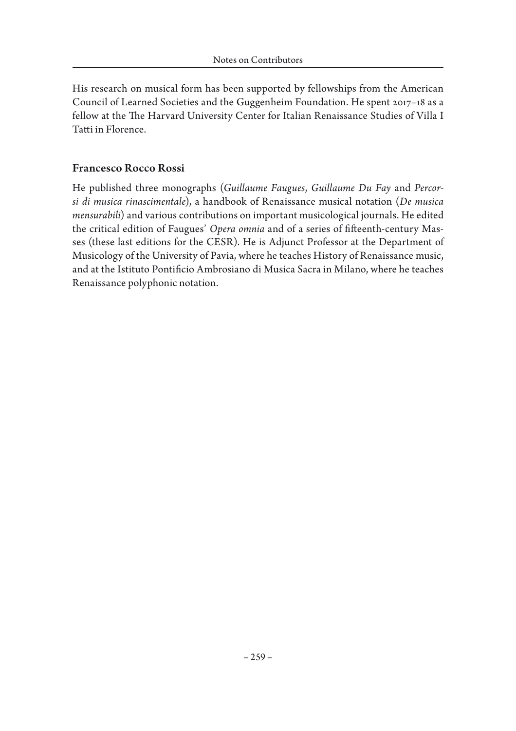His research on musical form has been supported by fellowships from the American Council of Learned Societies and the Guggenheim Foundation. He spent 2017–18 as a fellow at the The Harvard University Center for Italian Renaissance Studies of Villa I Tatti in Florence.

### Francesco Rocco Rossi

He published three monographs (*Guillaume Faugues*, *Guillaume Du Fay* and *Percorsi di musica rinascimentale*), a handbook of Renaissance musical notation (*De musica mensurabili*) and various contributions on important musicological journals. He edited the critical edition of Faugues' *Opera omnia* and of a series of fifteenth-century Masses (these last editions for the CESR). He is Adjunct Professor at the Department of Musicology of the University of Pavia, where he teaches History of Renaissance music, and at the Istituto Pontificio Ambrosiano di Musica Sacra in Milano, where he teaches Renaissance polyphonic notation.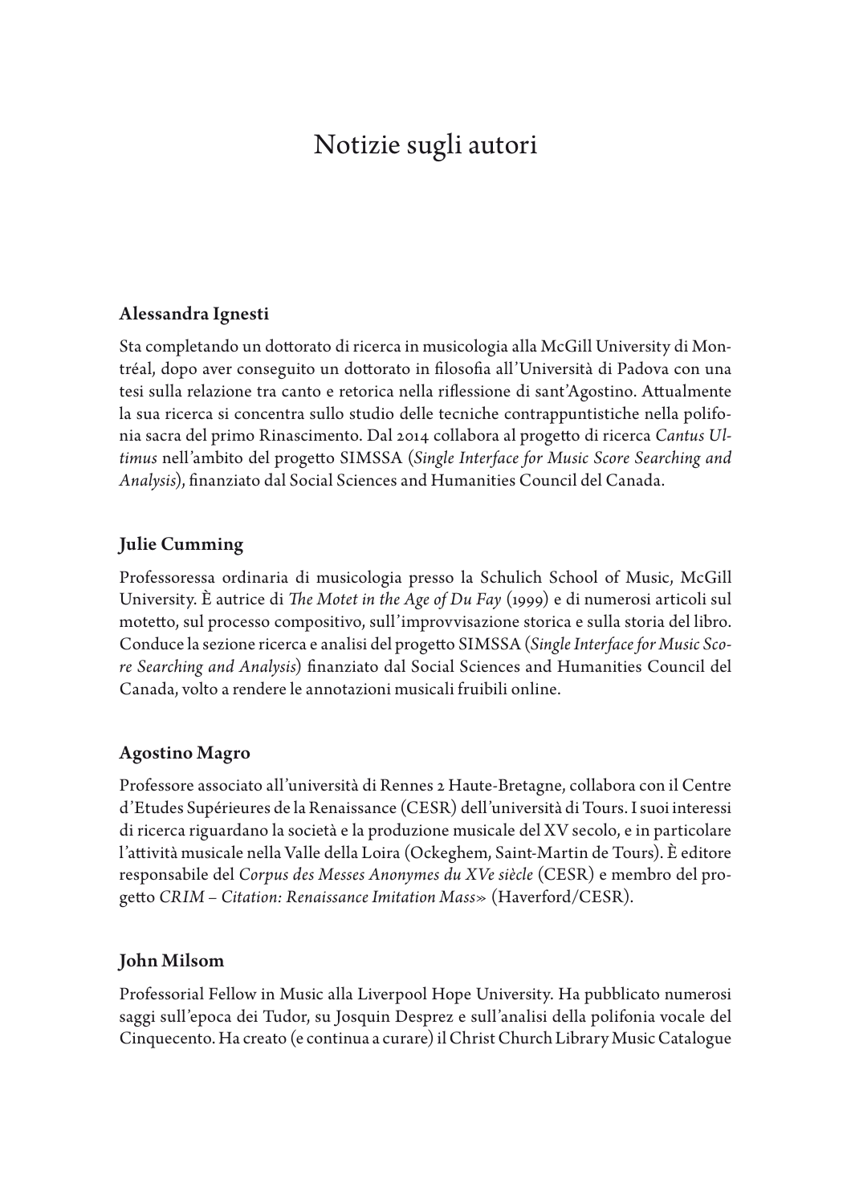# Notizie sugli autori

### Alessandra Ignesti

Sta completando un dottorato di ricerca in musicologia alla McGill University di Montréal, dopo aver conseguito un dottorato in filosofia all'Università di Padova con una tesi sulla relazione tra canto e retorica nella riflessione di sant'Agostino. Attualmente la sua ricerca si concentra sullo studio delle tecniche contrappuntistiche nella polifonia sacra del primo Rinascimento. Dal 2014 collabora al progetto di ricerca *Cantus Ultimus* nell'ambito del progetto SIMSSA (*Single Interface for Music Score Searching and Analysis*), finanziato dal Social Sciences and Humanities Council del Canada.

### Julie Cumming

Professoressa ordinaria di musicologia presso la Schulich School of Music, McGill University. È autrice di *The Motet in the Age of Du Fay* (1999) e di numerosi articoli sul mottetto, sul processo compositivo, sull'improvvisazione storica e sulla storia del libro. Conduce la sezione ricerca e analisi del progetto SIMSSA (*Single Interface for Music Score Searching and Analysis*) finanziato dal Social Sciences and Humanities Council del Canada, volto a rendere le annotazioni musicali fruibili online.

### Agostino Magro

Professore associato all'università di Rennes 2 Haute-Bretagne, collabora con il Centre d'Etudes Supérieures de la Renaissance (CESR) dell'università di Tours. I suoi interessi di ricerca riguardano la società e la produzione musicale del XV secolo, e in particolare l'attività musicale nella Valle della Loira (Ockeghem, Saint-Martin de Tours). È editore responsabile del *Corpus des Messes Anonymes du XVe siècle* (CESR) e membro del progetto *CRIM – Citation: Renaissance Imitation Mass*» (Haverford/CESR).

### John Milsom

Professorial Fellow in Music alla Liverpool Hope University. Ha pubblicato numerosi saggi sull'epoca dei Tudor, su Josquin Desprez e sull'analisi della polifonia vocale del Cinquecento. Ha creato (e continua a curare) il Christ Church Library Music Catalogue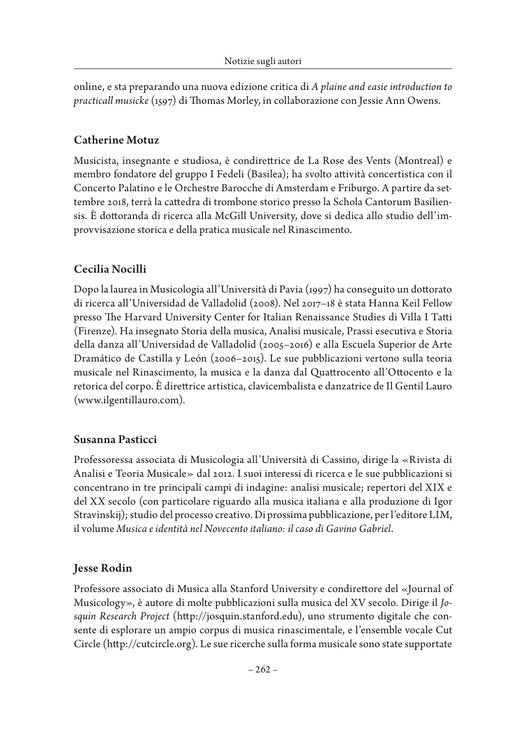online, e sta preparando una nuova edizione critica di *A plaine and easie introduction to practicall musicke* (1597) di Thomas Morley, in collaborazione con Jessie Ann Owens.

## Catherine Motuz

Musicista, insegnante e studiosa, è condirettrice de La Rose des Vents (Montreal) e membro fondatore del gruppo I Fedeli (Basilea); ha svolto attività concertistica con il Concerto Palatino e le Orchestre Barocche di Amsterdam e Friburgo. A partire da settembre 2018, terrà la cattedra di trombone storico presso la Schola Cantorum Basiliensis. È dottoranda di ricerca alla McGill University, dove si dedica allo studio dell'improvvisazione storica e della pratica musicale nel Rinascimento.

## Cecilia Nocilli

Dopo la laurea in Musicologia all'Università di Pavia (1997) ha conseguito un dottorato di ricerca all'Universidad de Valladolid (2008). Nel 2017–18 è stata Hanna Keil Fellow presso The Harvard University Center for Italian Renaissance Studies di Villa I Tatti (Firenze). Ha insegnato Storia della musica, Analisi musicale, Prassi esecutiva e Storia della danza all'Universidad de Valladolid (2005–2016) e alla Escuela Superior de Arte Dramático de Castilla y León (2006–2015). Le sue pubblicazioni vertono sulla teoria musicale nel Rinascimento, la musica e la danza dal Quattrocento all'Ottocento e la retorica del corpo. È direttrice artistica, clavicembalista e danzatrice de Il Gentil Lauro (www.ilgentillauro.com).

## Susanna Pasticci

Professoressa associata di Musicologia all'Università di Cassino, dirige la «Rivista di Analisi e Teoria Musicale» dal 2012. I suoi interessi di ricerca e le sue pubblicazioni si concentrano in tre principali campi di indagine: analisi musicale; repertori del XIX e del XX secolo (con particolare riguardo alla musica italiana e alla produzione di Igor Stravinskij); studio del processo creativo. Di prossima pubblicazione, per l'editore LIM, il volume *Musica e identità nel Novecento italiano: il caso di Gavino Gabriel*.

## Jesse Rodin

Professore associato di Musica alla Stanford University e condirettore del «Journal of Musicology», è autore di molte pubblicazioni sulla musica del XV secolo. Dirige il *Josquin Research Project* (http://josquin.stanford.edu), uno strumento digitale che consente di esplorare un ampio corpus di musica rinascimentale, e l'ensemble vocale Cut Circle (http://cutcircle.org). Le sue ricerche sulla forma musicale sono state supportate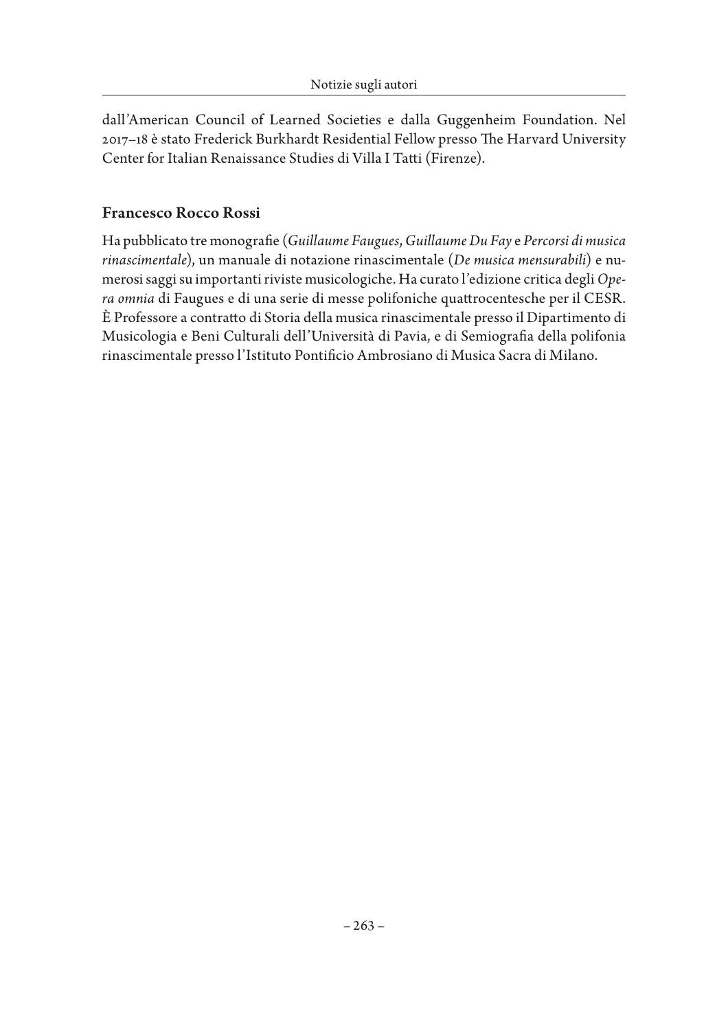dall'American Council of Learned Societies e dalla Guggenheim Foundation. Nel 2017–18 è stato Frederick Burkhardt Residential Fellow presso The Harvard University Center for Italian Renaissance Studies di Villa I Tatti (Firenze).

### Francesco Rocco Rossi

Ha pubblicato tre monografie (*Guillaume Faugues*, *Guillaume Du Fay* e *Percorsi di musica rinascimentale*), un manuale di notazione rinascimentale (*De musica mensurabili*) e numerosi saggi su importanti riviste musicologiche. Ha curato l'edizione critica degli *Opera omnia* di Faugues e di una serie di messe polifoniche quattrocentesche per il CESR. È Professore a contratto di Storia della musica rinascimentale presso il Dipartimento di Musicologia e Beni Culturali dell'Università di Pavia, e di Semiografia della polifonia rinascimentale presso l'Istituto Pontificio Ambrosiano di Musica Sacra di Milano.